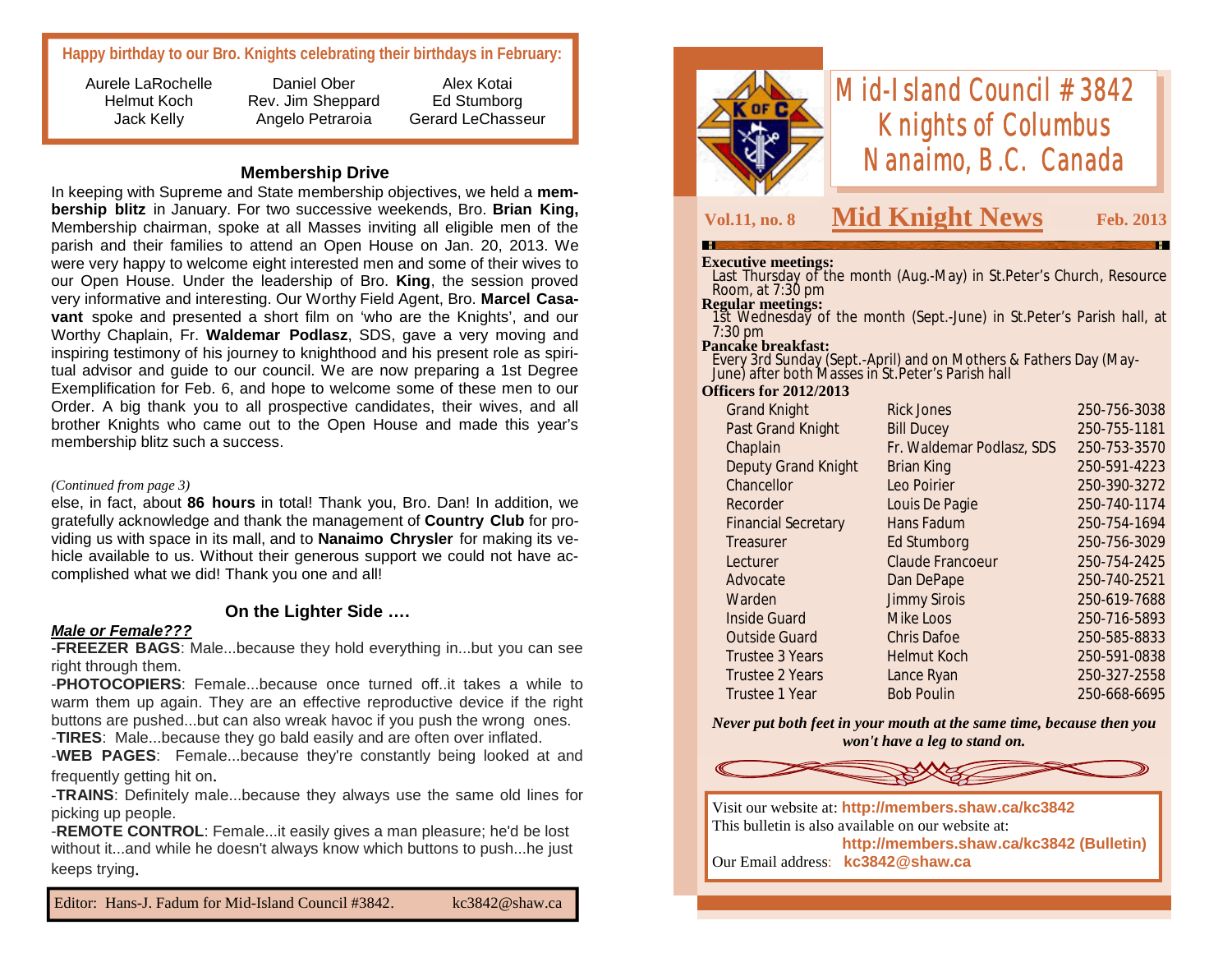**Happy birthday to our Bro. Knights celebrating their birthdays in February:**

| | | |
|---|---|---|
| Aurele LaRochelle | Daniel Ober | Alex Kotai |
| Helmut Koch | Rev. Jim Sheppard | Ed Stumborg |
| Jack Kelly | Angelo Petraroia | Gerard LeChasseur |

### Membership Drive

In keeping with Supreme and State membership objectives, we held a **membership blitz** in January. For two successive weekends, Bro. **Brian King,** Membership chairman, spoke at all Masses inviting all eligible men of the parish and their families to attend an Open House on Jan. 20, 2013. We were very happy to welcome eight interested men and some of their wives to our Open House. Under the leadership of Bro. **King**, the session proved very informative and interesting. Our Worthy Field Agent, Bro. **Marcel Casavant** spoke and presented a short film on 'who are the Knights', and our Worthy Chaplain, Fr. **Waldemar Podlasz**, SDS, gave a very moving and inspiring testimony of his journey to knighthood and his present role as spiritual advisor and guide to our council. We are now preparing a 1st Degree Exemplification for Feb. 6, and hope to welcome some of these men to our Order. A big thank you to all prospective candidates, their wives, and all brother Knights who came out to the Open House and made this year's membership blitz such a success.

*(Continued from page 3)*

else, in fact, about **86 hours** in total! Thank you, Bro. Dan! In addition, we gratefully acknowledge and thank the management of **Country Club** for providing us with space in its mall, and to **Nanaimo Chrysler** for making its vehicle available to us. Without their generous support we could not have accomplished what we did! Thank you one and all!

### On the Lighter Side ….

***Male or Female???***

-**FREEZER BAGS**: Male...because they hold everything in...but you can see right through them.

-**PHOTOCOPIERS**: Female...because once turned off..it takes a while to warm them up again. They are an effective reproductive device if the right buttons are pushed...but can also wreak havoc if you push the wrong ones.

-**TIRES**: Male...because they go bald easily and are often over inflated.

-**WEB PAGES**: Female...because they're constantly being looked at and frequently getting hit on.

-**TRAINS**: Definitely male...because they always use the same old lines for picking up people.

-**REMOTE CONTROL**: Female...it easily gives a man pleasure; he'd be lost without it...and while he doesn't always know which buttons to push...he just keeps trying.

Editor: Hans-J. Fadum for Mid-Island Council #3842. kc3842@shaw.ca

# Mid-Island Council #3842 Knights of Columbus Nanaimo, B.C. Canada

**Vol.11, no. 8** — **Mid Knight News** — **Feb. 2013**

**Executive meetings:**
Last Thursday of the month (Aug.-May) in St.Peter's Church, Resource Room, at 7:30 pm

**Regular meetings:**
1st Wednesday of the month (Sept.-June) in St.Peter's Parish hall, at 7:30 pm

**Pancake breakfast:**
Every 3rd Sunday (Sept.-April) and on Mothers & Fathers Day (May-June) after both Masses in St.Peter's Parish hall

**Officers for 2012/2013**

| Office | Name | Phone |
|---|---|---|
| Grand Knight | Rick Jones | 250-756-3038 |
| Past Grand Knight | Bill Ducey | 250-755-1181 |
| Chaplain | Fr. Waldemar Podlasz, SDS | 250-753-3570 |
| Deputy Grand Knight | Brian King | 250-591-4223 |
| Chancellor | Leo Poirier | 250-390-3272 |
| Recorder | Louis De Pagie | 250-740-1174 |
| Financial Secretary | Hans Fadum | 250-754-1694 |
| Treasurer | Ed Stumborg | 250-756-3029 |
| Lecturer | Claude Francoeur | 250-754-2425 |
| Advocate | Dan DePape | 250-740-2521 |
| Warden | Jimmy Sirois | 250-619-7688 |
| Inside Guard | Mike Loos | 250-716-5893 |
| Outside Guard | Chris Dafoe | 250-585-8833 |
| Trustee 3 Years | Helmut Koch | 250-591-0838 |
| Trustee 2 Years | Lance Ryan | 250-327-2558 |
| Trustee 1 Year | Bob Poulin | 250-668-6695 |

***Never put both feet in your mouth at the same time, because then you won't have a leg to stand on.***

Visit our website at: **http://members.shaw.ca/kc3842**
This bulletin is also available on our website at:
**http://members.shaw.ca/kc3842 (Bulletin)**
Our Email address: **kc3842@shaw.ca**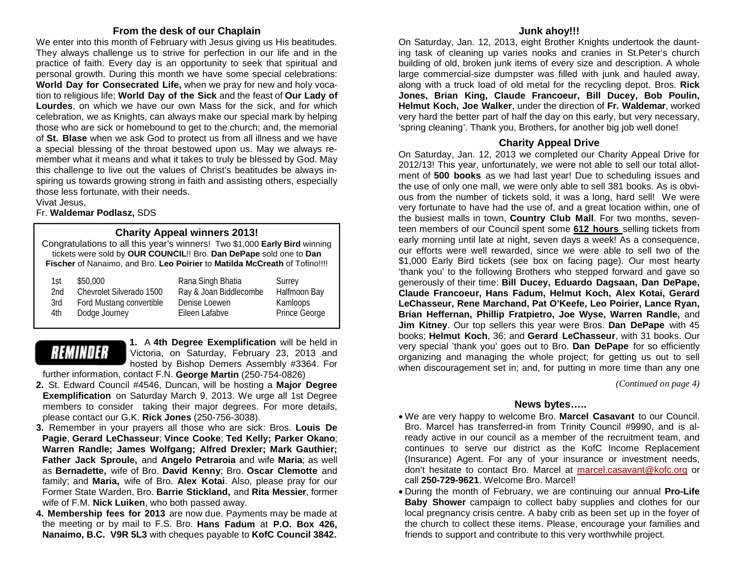## From the desk of our Chaplain

We enter into this month of February with Jesus giving us His beatitudes. They always challenge us to strive for perfection in our life and in the practice of faith. Every day is an opportunity to seek that spiritual and personal growth. During this month we have some special celebrations: **World Day for Consecrated Life,** when we pray for new and holy vocation to religious life; **World Day of the Sick** and the feast of **Our Lady of Lourdes**, on which we have our own Mass for the sick, and for which celebration, we as Knights, can always make our special mark by helping those who are sick or homebound to get to the church; and, the memorial of **St. Blase** when we ask God to protect us from all illness and we have a special blessing of the throat bestowed upon us. May we always remember what it means and what it takes to truly be blessed by God. May this challenge to live out the values of Christ's beatitudes be always inspiring us towards growing strong in faith and assisting others, especially those less fortunate, with their needs.

Vivat Jesus,

Fr. **Waldemar Podlasz,** SDS

### Charity Appeal winners 2013!

Congratulations to all this year's winners! Two $1,000 **Early Bird** winning tickets were sold by **OUR COUNCIL**!! Bro. **Dan DePape** sold one to **Dan Fischer** of Nanaimo, and Bro. **Leo Poirier** to **Matilda McCreath** of Tofino!!!!

| | | | |
|---|---|---|---|
| 1st | $50,000 | Rana Singh Bhatia | Surrey |
| 2nd | Chevrolet Silverado 1500 | Ray & Joan Biddlecombe | Halfmoon Bay |
| 3rd | Ford Mustang convertible | Denise Loewen | Kamloops |
| 4th | Dodge Journey | Eileen Lafabve | Prince George |

REMINDER

1. A **4th Degree Exemplification** will be held in Victoria, on Saturday, February 23, 2013 and hosted by Bishop Demers Assembly #3364. For further information, contact F.N. **George Martin** (250-754-0826)
2. St. Edward Council #4546, Duncan, will be hosting a **Major Degree Exemplification** on Saturday March 9, 2013. We urge all 1st Degree members to consider taking their major degrees. For more details, please contact our G.K. **Rick Jones** (250-756-3038).
3. Remember in your prayers all those who are sick: Bros. **Louis De Pagie**, **Gerard LeChasseur**; **Vince Cooke**; **Ted Kelly; Parker Okano**; **Warren Randle; James Wolfgang; Alfred Drexler; Mark Gauthier; Father Jack Sproule,** and **Angelo Petraroia** and wife **Maria**; as well as **Bernadette,** wife of Bro. **David Kenny**; Bro. **Oscar Clemotte** and family; and **Maria,** wife of Bro. **Alex Kotai**. Also, please pray for our Former State Warden, Bro. **Barrie Stickland,** and **Rita Messier**, former wife of F.M. **Nick Luiken**, who both passed away.
4. **Membership fees for 2013** are now due. Payments may be made at the meeting or by mail to F.S. Bro. **Hans Fadum** at **P.O. Box 426, Nanaimo, B.C. V9R 5L3** with cheques payable to **KofC Council 3842.**

## Junk ahoy!!!

On Saturday, Jan. 12, 2013, eight Brother Knights undertook the daunting task of cleaning up varies nooks and cranies in St.Peter's church building of old, broken junk items of every size and description. A whole large commercial-size dumpster was filled with junk and hauled away, along with a truck load of old metal for the recycling depot. Bros. **Rick Jones, Brian King, Claude Francoeur, Bill Ducey, Bob Poulin, Helmut Koch, Joe Walker**, under the direction of **Fr. Waldemar**, worked very hard the better part of half the day on this early, but very necessary, 'spring cleaning'. Thank you, Brothers, for another big job well done!

## Charity Appeal Drive

On Saturday, Jan. 12, 2013 we completed our Charity Appeal Drive for 2012/13! This year, unfortunately, we were not able to sell our total allotment of **500 books** as we had last year! Due to scheduling issues and the use of only one mall, we were only able to sell 381 books. As is obvious from the number of tickets sold, it was a long, hard sell! We were very fortunate to have had the use of, and a great location within, one of the busiest malls in town, **Country Club Mall**. For two months, seventeen members of our Council spent some **612 hours** selling tickets from early morning until late at night, seven days a week! As a consequence, our efforts were well rewarded, since we were able to sell two of the $1,000 Early Bird tickets (see box on facing page). Our most hearty 'thank you' to the following Brothers who stepped forward and gave so generously of their time: **Bill Ducey, Eduardo Dagsaan, Dan DePape, Claude Francoeur, Hans Fadum, Helmut Koch, Alex Kotai, Gerard LeChasseur, Rene Marchand, Pat O'Keefe, Leo Poirier, Lance Ryan, Brian Heffernan, Phillip Fratpietro, Joe Wyse, Warren Randle,** and **Jim Kitney**. Our top sellers this year were Bros. **Dan DePape** with 45 books; **Helmut Koch**, 36; and **Gerard LeChasseur**, with 31 books. Our very special 'thank you' goes out to Bro. **Dan DePape** for so efficiently organizing and managing the whole project; for getting us out to sell when discouragement set in; and, for putting in more time than any one

*(Continued on page 4)*

## News bytes…..

- We are very happy to welcome Bro. **Marcel Casavant** to our Council. Bro. Marcel has transferred-in from Trinity Council #9990, and is already active in our council as a member of the recruitment team, and continues to serve our district as the KofC Income Replacement (Insurance) Agent. For any of your insurance or investment needs, don't hesitate to contact Bro. Marcel at marcel.casavant@kofc.org or call **250-729-9621**. Welcome Bro. Marcel!
- During the month of February, we are continuing our annual **Pro-Life Baby Shower** campaign to collect baby supplies and clothes for our local pregnancy crisis centre. A baby crib as been set up in the foyer of the church to collect these items. Please, encourage your families and friends to support and contribute to this very worthwhile project.